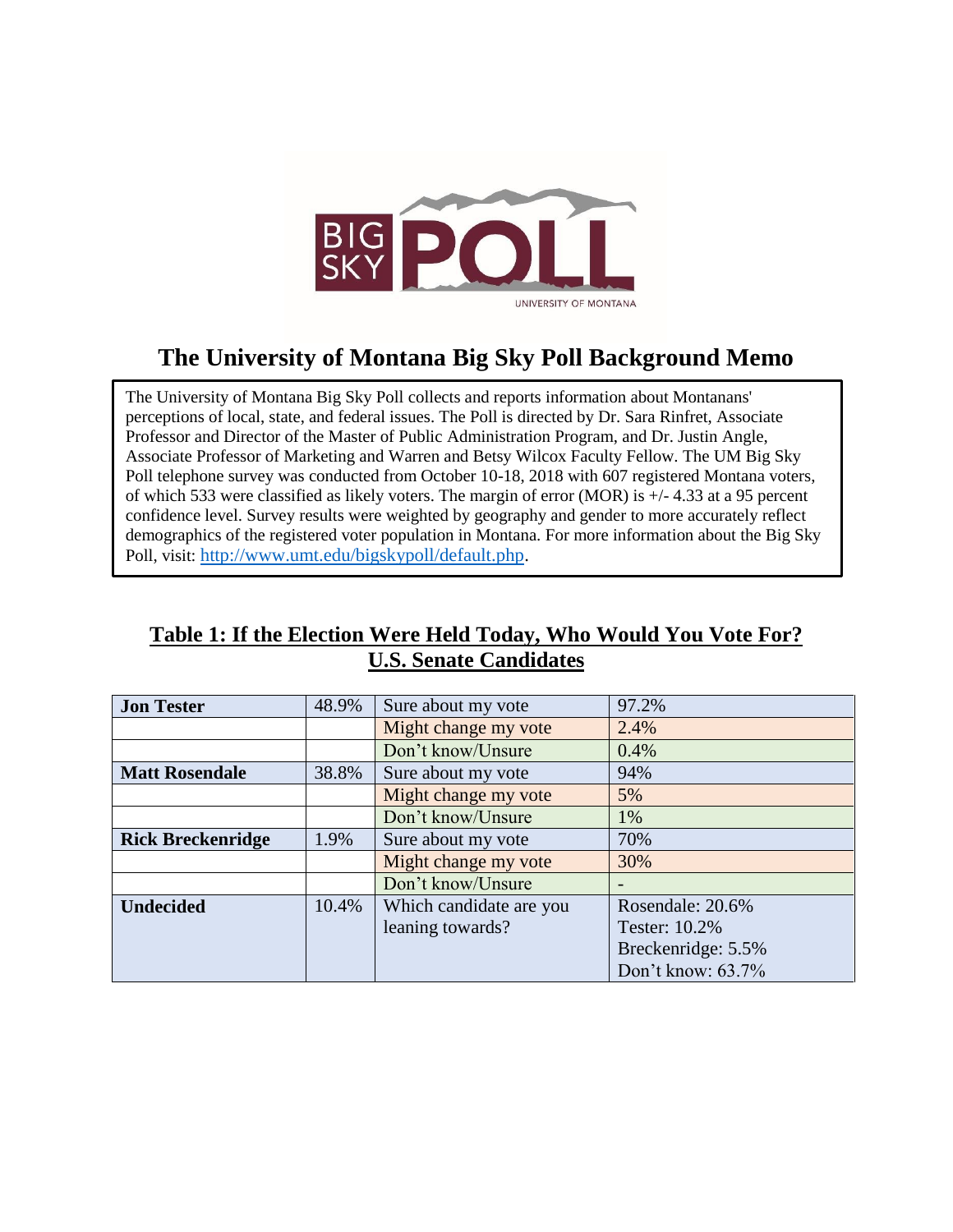# The University of Montana Big Sky Poll Background Memo

The University of Montana Big Sky Poll collects and reports information about Montanans' perceptions of local, state, and federal issues. The Poll is directed by Dr. Sara Rinfret, Associate Professor and Director of the Master of Public Administration Program, and Dr. Justin Angle, Associate Professor of Marketing and Warren and Betsy Wilcox Faculty Fellow. The UM Big Sky Poll telephone survey was conducted from October 10-18, 2018 with 607 registered Montana voters, of which 533 were classified as likely voters. The margin of error (MOR) is +/- 4.33 at a 95 percent confidence level. Survey results were weighted by geography and gender to more accurately reflect demographics of the registered voter population in Montana. For more information about the Big Sky Poll, visit: http://www.umt.edu/bigskypoll/default.php.

## Table 1: If the Election Were Held Today, Who Would You Vote For? U.S. Senate Candidates

| Candidate | % | Response | % |
|---|---|---|---|
| **Jon Tester** | 48.9% | Sure about my vote | 97.2% |
| | | Might change my vote | 2.4% |
| | | Don't know/Unsure | 0.4% |
| **Matt Rosendale** | 38.8% | Sure about my vote | 94% |
| | | Might change my vote | 5% |
| | | Don't know/Unsure | 1% |
| **Rick Breckenridge** | 1.9% | Sure about my vote | 70% |
| | | Might change my vote | 30% |
| | | Don't know/Unsure | - |
| **Undecided** | 10.4% | Which candidate are you leaning towards? | Rosendale: 20.6%<br>Tester: 10.2%<br>Breckenridge: 5.5%<br>Don't know: 63.7% |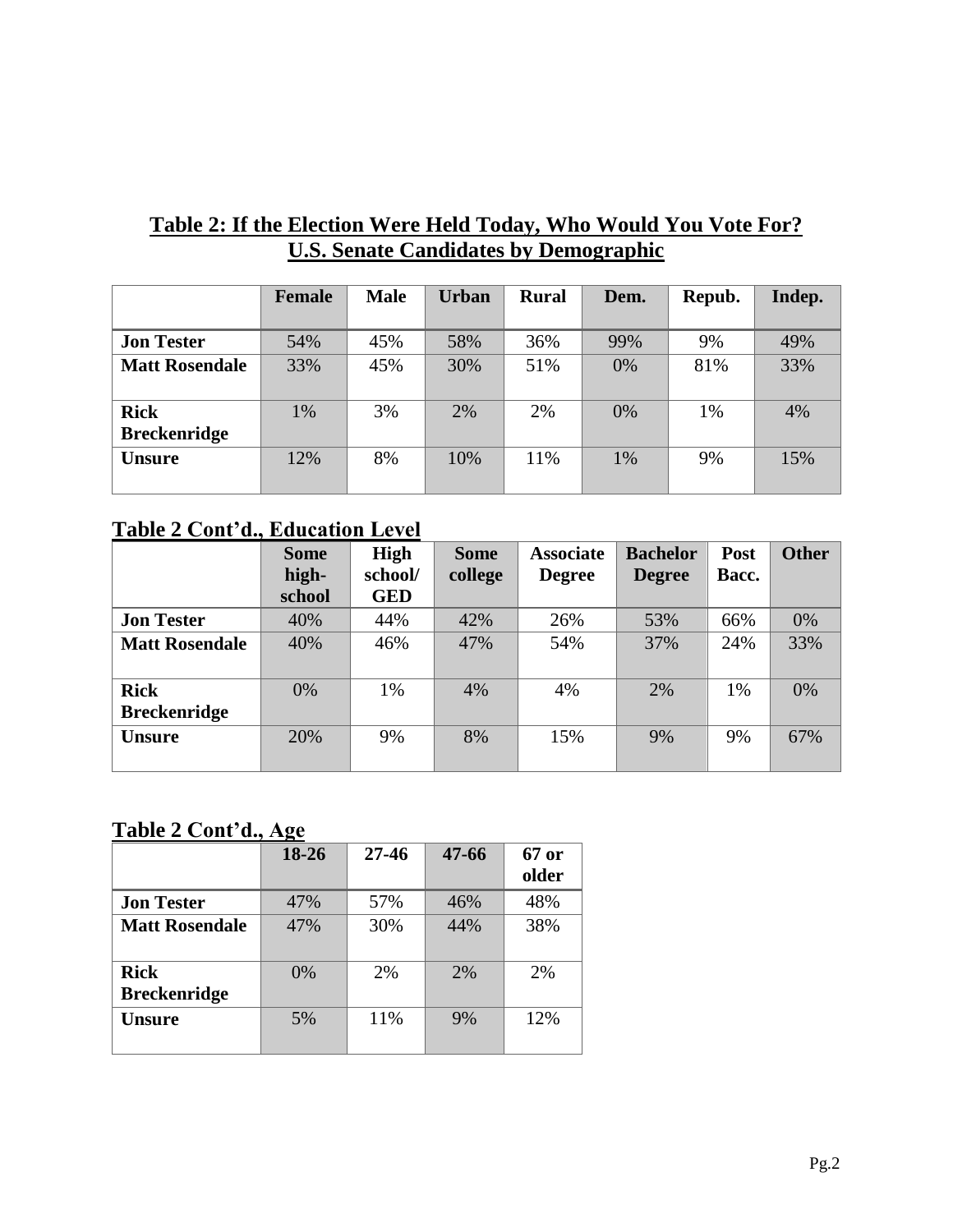## Table 2: If the Election Were Held Today, Who Would You Vote For? U.S. Senate Candidates by Demographic

| | Female | Male | Urban | Rural | Dem. | Repub. | Indep. |
|---|---|---|---|---|---|---|---|
| **Jon Tester** | 54% | 45% | 58% | 36% | 99% | 9% | 49% |
| **Matt Rosendale** | 33% | 45% | 30% | 51% | 0% | 81% | 33% |
| **Rick Breckenridge** | 1% | 3% | 2% | 2% | 0% | 1% | 4% |
| **Unsure** | 12% | 8% | 10% | 11% | 1% | 9% | 15% |

## Table 2 Cont'd., Education Level

| | Some high-school | High school/ GED | Some college | Associate Degree | Bachelor Degree | Post Bacc. | Other |
|---|---|---|---|---|---|---|---|
| **Jon Tester** | 40% | 44% | 42% | 26% | 53% | 66% | 0% |
| **Matt Rosendale** | 40% | 46% | 47% | 54% | 37% | 24% | 33% |
| **Rick Breckenridge** | 0% | 1% | 4% | 4% | 2% | 1% | 0% |
| **Unsure** | 20% | 9% | 8% | 15% | 9% | 9% | 67% |

## Table 2 Cont'd., Age

| | 18-26 | 27-46 | 47-66 | 67 or older |
|---|---|---|---|---|
| **Jon Tester** | 47% | 57% | 46% | 48% |
| **Matt Rosendale** | 47% | 30% | 44% | 38% |
| **Rick Breckenridge** | 0% | 2% | 2% | 2% |
| **Unsure** | 5% | 11% | 9% | 12% |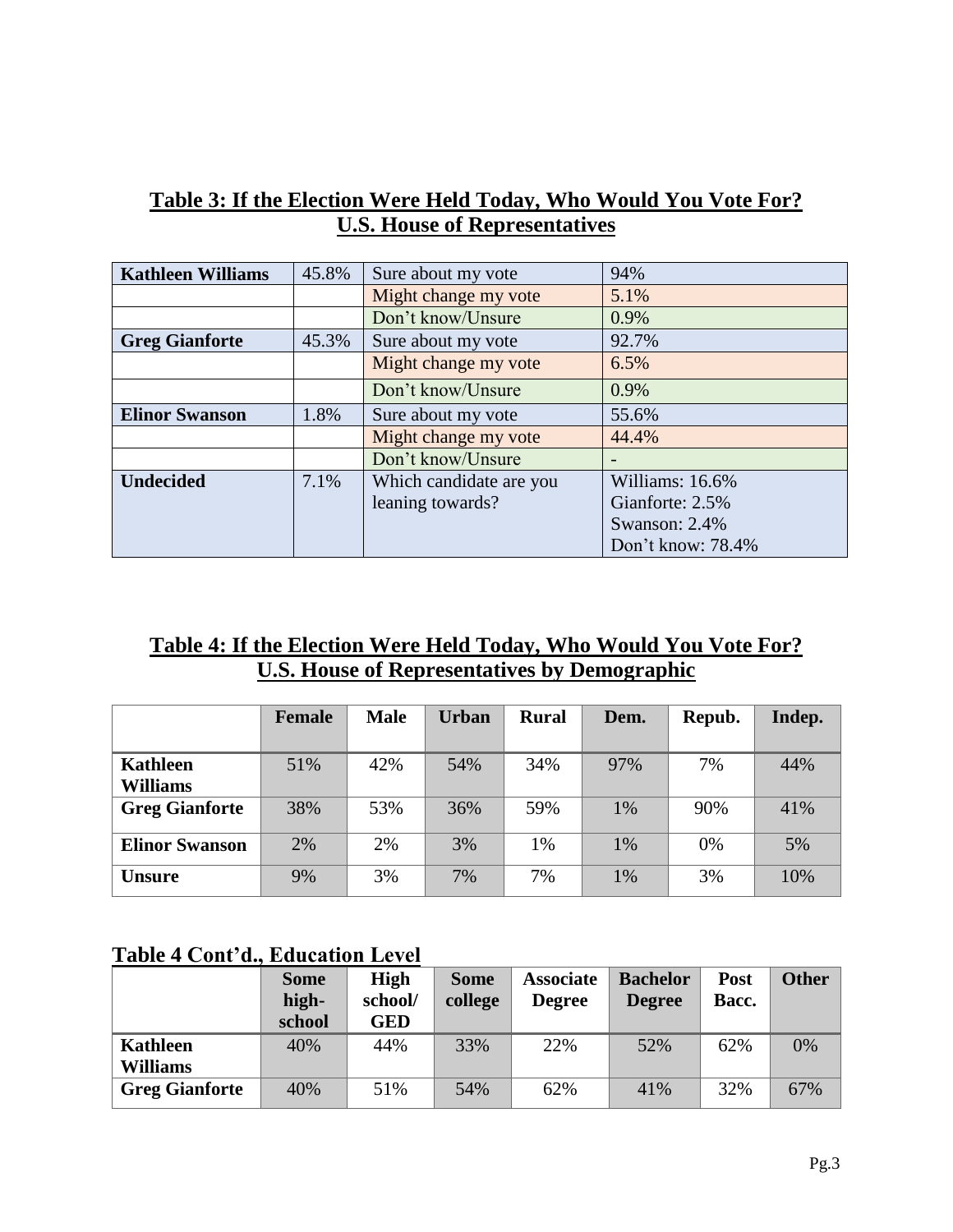## Table 3: If the Election Were Held Today, Who Would You Vote For? U.S. House of Representatives

| | | | |
|---|---|---|---|
| **Kathleen Williams** | 45.8% | Sure about my vote | 94% |
| | | Might change my vote | 5.1% |
| | | Don't know/Unsure | 0.9% |
| **Greg Gianforte** | 45.3% | Sure about my vote | 92.7% |
| | | Might change my vote | 6.5% |
| | | Don't know/Unsure | 0.9% |
| **Elinor Swanson** | 1.8% | Sure about my vote | 55.6% |
| | | Might change my vote | 44.4% |
| | | Don't know/Unsure | - |
| **Undecided** | 7.1% | Which candidate are you leaning towards? | Williams: 16.6%<br>Gianforte: 2.5%<br>Swanson: 2.4%<br>Don't know: 78.4% |

## Table 4: If the Election Were Held Today, Who Would You Vote For? U.S. House of Representatives by Demographic

| | **Female** | **Male** | **Urban** | **Rural** | **Dem.** | **Repub.** | **Indep.** |
|---|---|---|---|---|---|---|---|
| **Kathleen Williams** | 51% | 42% | 54% | 34% | 97% | 7% | 44% |
| **Greg Gianforte** | 38% | 53% | 36% | 59% | 1% | 90% | 41% |
| **Elinor Swanson** | 2% | 2% | 3% | 1% | 1% | 0% | 5% |
| **Unsure** | 9% | 3% | 7% | 7% | 1% | 3% | 10% |

## Table 4 Cont'd., Education Level

| | **Some high-school** | **High school/ GED** | **Some college** | **Associate Degree** | **Bachelor Degree** | **Post Bacc.** | **Other** |
|---|---|---|---|---|---|---|---|
| **Kathleen Williams** | 40% | 44% | 33% | 22% | 52% | 62% | 0% |
| **Greg Gianforte** | 40% | 51% | 54% | 62% | 41% | 32% | 67% |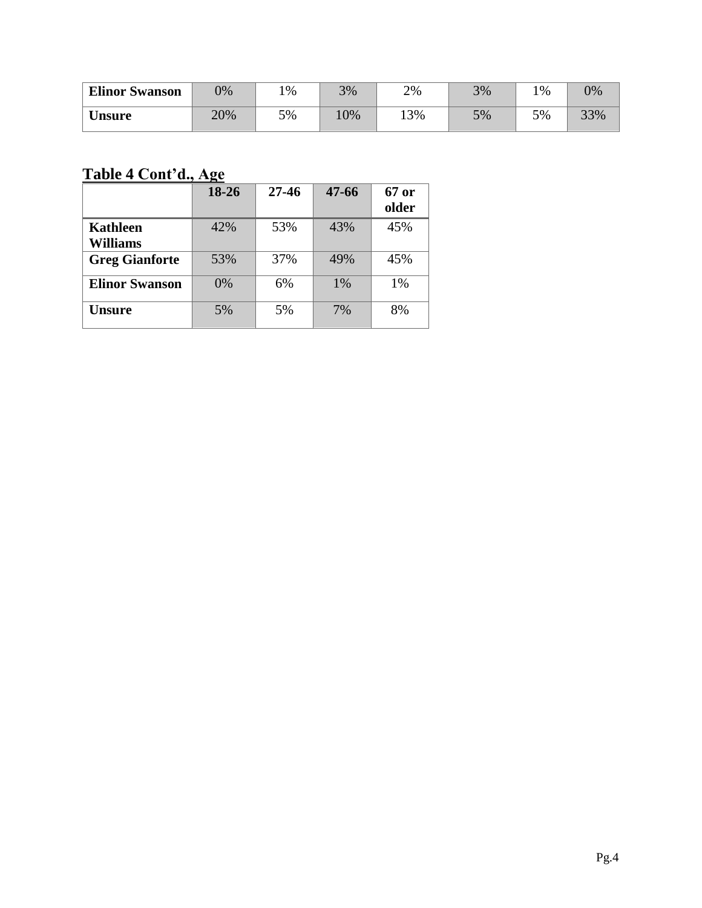| | | | | | | | |
|---|---|---|---|---|---|---|---|
| **Elinor Swanson** | 0% | 1% | 3% | 2% | 3% | 1% | 0% |
| **Unsure** | 20% | 5% | 10% | 13% | 5% | 5% | 33% |

## Table 4 Cont'd., Age

| | 18-26 | 27-46 | 47-66 | 67 or older |
|---|---|---|---|---|
| **Kathleen Williams** | 42% | 53% | 43% | 45% |
| **Greg Gianforte** | 53% | 37% | 49% | 45% |
| **Elinor Swanson** | 0% | 6% | 1% | 1% |
| **Unsure** | 5% | 5% | 7% | 8% |